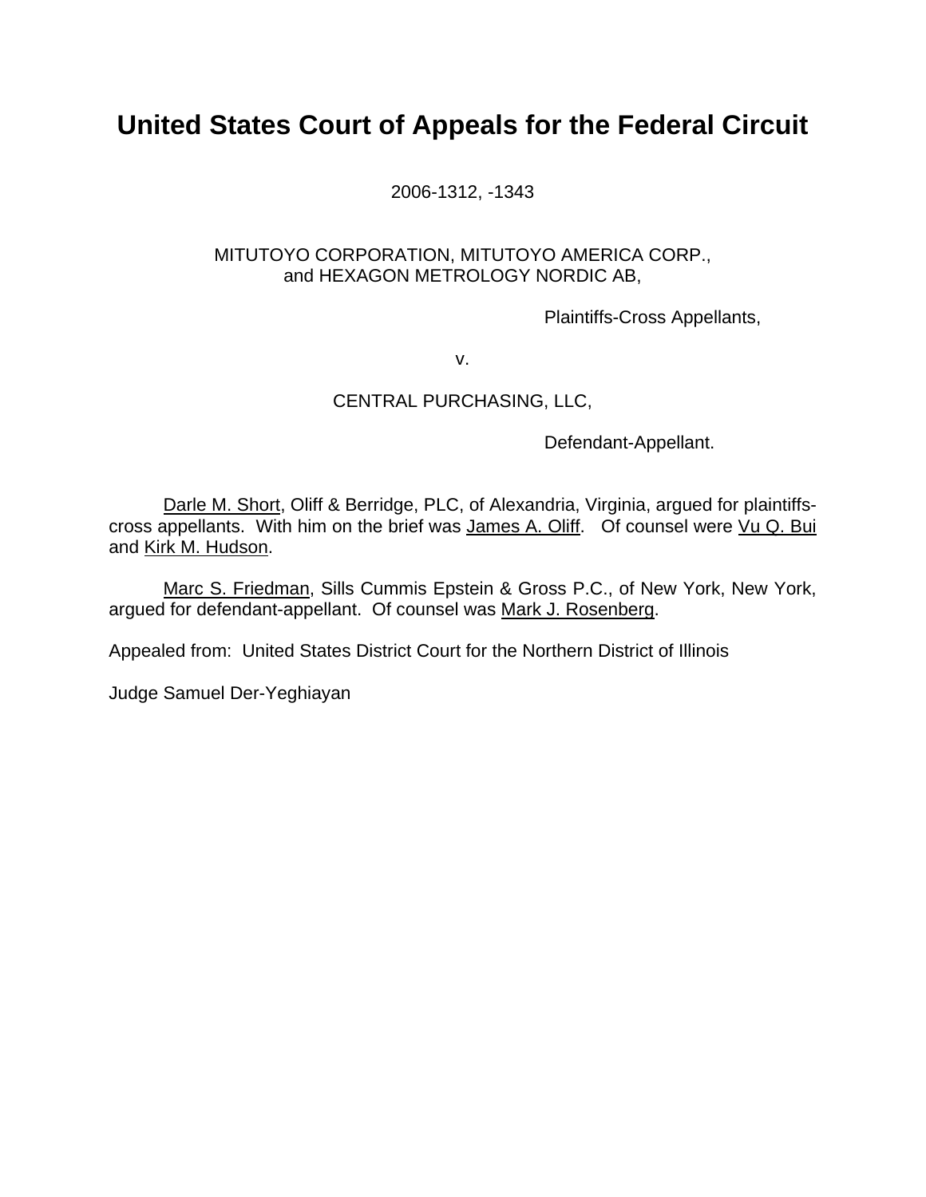# United States Court of Appeals for the Federal Circuit

2006-1312, -1343

MITUTOYO CORPORATION, MITUTOYO AMERICA CORP.,
and HEXAGON METROLOGY NORDIC AB,

Plaintiffs-Cross Appellants,

v.

CENTRAL PURCHASING, LLC,

Defendant-Appellant.

Darle M. Short, Oliff & Berridge, PLC, of Alexandria, Virginia, argued for plaintiffs-cross appellants. With him on the brief was James A. Oliff. Of counsel were Vu Q. Bui and Kirk M. Hudson.

Marc S. Friedman, Sills Cummis Epstein & Gross P.C., of New York, New York, argued for defendant-appellant. Of counsel was Mark J. Rosenberg.

Appealed from: United States District Court for the Northern District of Illinois

Judge Samuel Der-Yeghiayan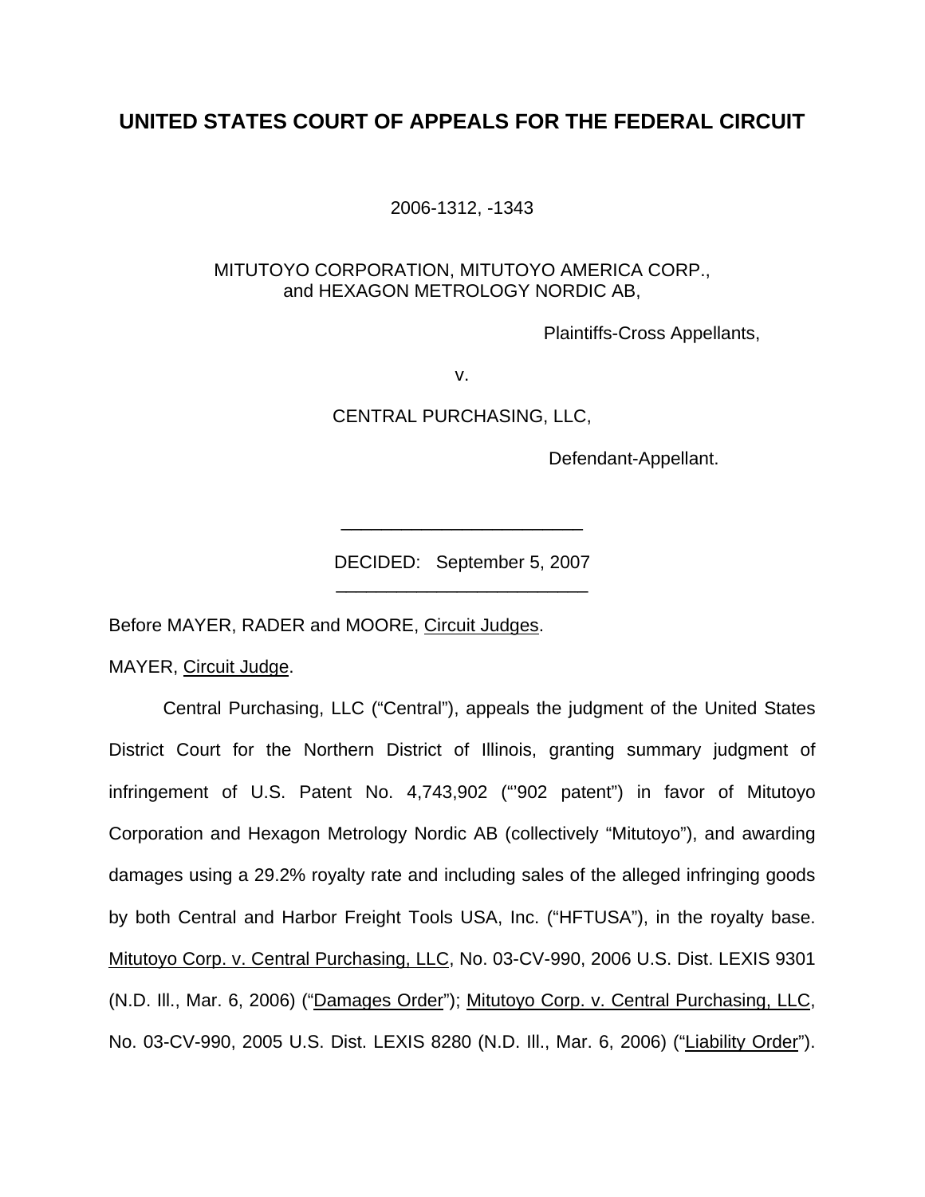# UNITED STATES COURT OF APPEALS FOR THE FEDERAL CIRCUIT

2006-1312, -1343

MITUTOYO CORPORATION, MITUTOYO AMERICA CORP.,
and HEXAGON METROLOGY NORDIC AB,

Plaintiffs-Cross Appellants,

v.

CENTRAL PURCHASING, LLC,

Defendant-Appellant.

---

DECIDED: September 5, 2007

---

Before MAYER, RADER and MOORE, Circuit Judges.

MAYER, Circuit Judge.

Central Purchasing, LLC ("Central"), appeals the judgment of the United States District Court for the Northern District of Illinois, granting summary judgment of infringement of U.S. Patent No. 4,743,902 ("'902 patent") in favor of Mitutoyo Corporation and Hexagon Metrology Nordic AB (collectively "Mitutoyo"), and awarding damages using a 29.2% royalty rate and including sales of the alleged infringing goods by both Central and Harbor Freight Tools USA, Inc. ("HFTUSA"), in the royalty base. Mitutoyo Corp. v. Central Purchasing, LLC, No. 03-CV-990, 2006 U.S. Dist. LEXIS 9301 (N.D. Ill., Mar. 6, 2006) ("Damages Order"); Mitutoyo Corp. v. Central Purchasing, LLC, No. 03-CV-990, 2005 U.S. Dist. LEXIS 8280 (N.D. Ill., Mar. 6, 2006) ("Liability Order").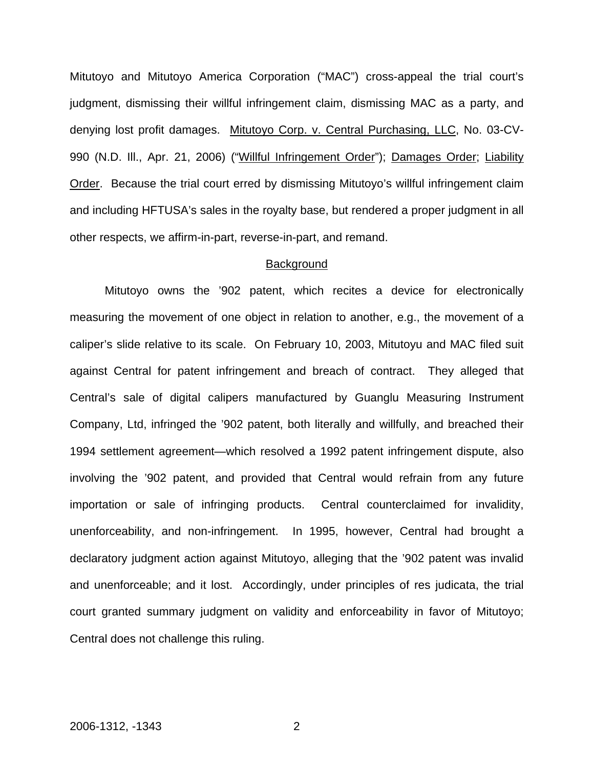Mitutoyo and Mitutoyo America Corporation ("MAC") cross-appeal the trial court's judgment, dismissing their willful infringement claim, dismissing MAC as a party, and denying lost profit damages. Mitutoyo Corp. v. Central Purchasing, LLC, No. 03-CV-990 (N.D. Ill., Apr. 21, 2006) ("Willful Infringement Order"); Damages Order; Liability Order. Because the trial court erred by dismissing Mitutoyo's willful infringement claim and including HFTUSA's sales in the royalty base, but rendered a proper judgment in all other respects, we affirm-in-part, reverse-in-part, and remand.

## Background

Mitutoyo owns the '902 patent, which recites a device for electronically measuring the movement of one object in relation to another, e.g., the movement of a caliper's slide relative to its scale. On February 10, 2003, Mitutoyu and MAC filed suit against Central for patent infringement and breach of contract. They alleged that Central's sale of digital calipers manufactured by Guanglu Measuring Instrument Company, Ltd, infringed the '902 patent, both literally and willfully, and breached their 1994 settlement agreement—which resolved a 1992 patent infringement dispute, also involving the '902 patent, and provided that Central would refrain from any future importation or sale of infringing products. Central counterclaimed for invalidity, unenforceability, and non-infringement. In 1995, however, Central had brought a declaratory judgment action against Mitutoyo, alleging that the '902 patent was invalid and unenforceable; and it lost. Accordingly, under principles of res judicata, the trial court granted summary judgment on validity and enforceability in favor of Mitutoyo; Central does not challenge this ruling.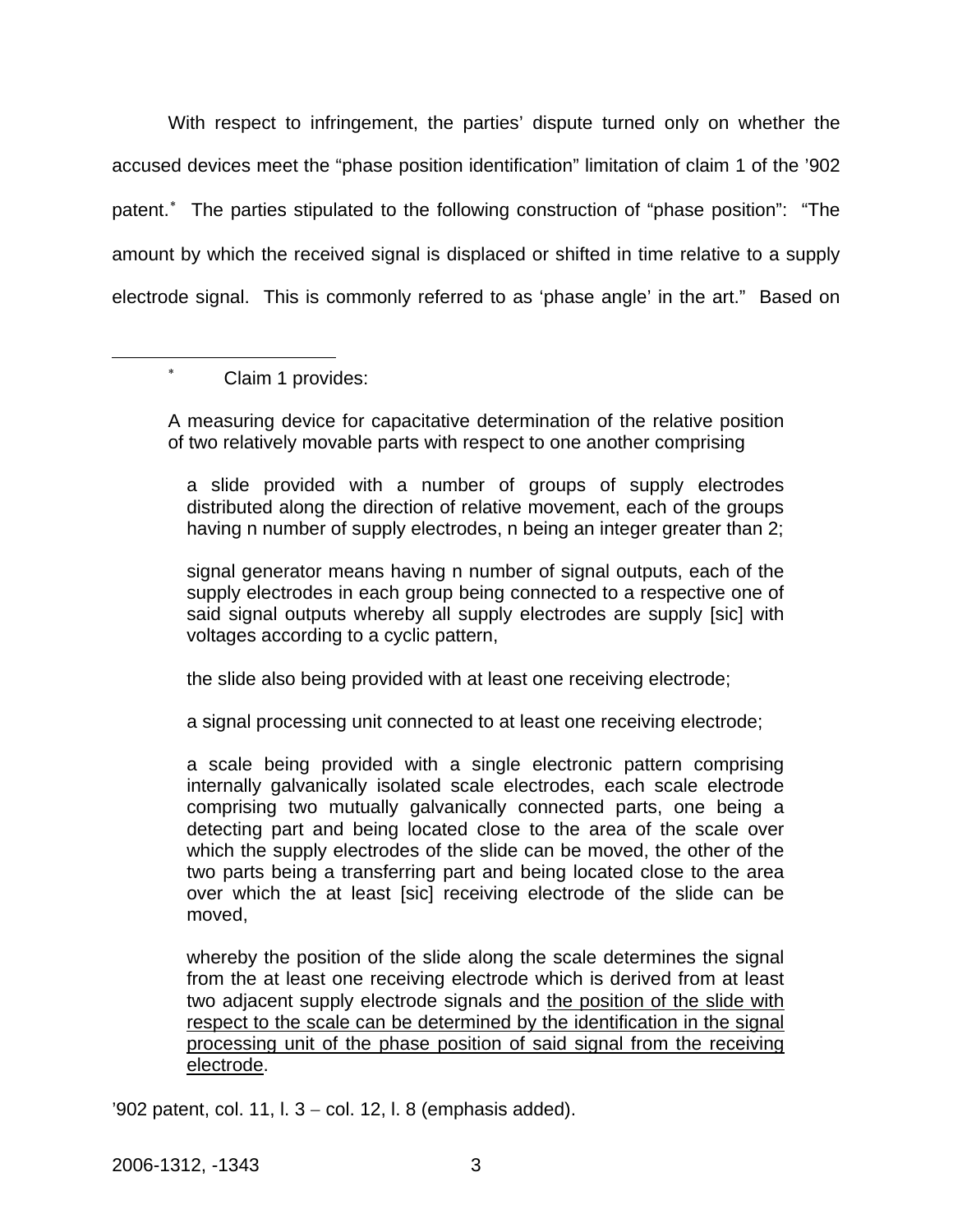With respect to infringement, the parties' dispute turned only on whether the accused devices meet the "phase position identification" limitation of claim 1 of the '902 patent.[*] The parties stipulated to the following construction of "phase position": "The amount by which the received signal is displaced or shifted in time relative to a supply electrode signal. This is commonly referred to as 'phase angle' in the art." Based on

---

[*] Claim 1 provides:

> A measuring device for capacitative determination of the relative position of two relatively movable parts with respect to one another comprising
>
> a slide provided with a number of groups of supply electrodes distributed along the direction of relative movement, each of the groups having n number of supply electrodes, n being an integer greater than 2;
>
> signal generator means having n number of signal outputs, each of the supply electrodes in each group being connected to a respective one of said signal outputs whereby all supply electrodes are supply [sic] with voltages according to a cyclic pattern,
>
> the slide also being provided with at least one receiving electrode;
>
> a signal processing unit connected to at least one receiving electrode;
>
> a scale being provided with a single electronic pattern comprising internally galvanically isolated scale electrodes, each scale electrode comprising two mutually galvanically connected parts, one being a detecting part and being located close to the area of the scale over which the supply electrodes of the slide can be moved, the other of the two parts being a transferring part and being located close to the area over which the at least [sic] receiving electrode of the slide can be moved,
>
> whereby the position of the slide along the scale determines the signal from the at least one receiving electrode which is derived from at least two adjacent supply electrode signals and <u>the position of the slide with respect to the scale can be determined by the identification in the signal processing unit of the phase position of said signal from the receiving electrode</u>.

'902 patent, col. 11, l. 3 – col. 12, l. 8 (emphasis added).

2006-1312, -1343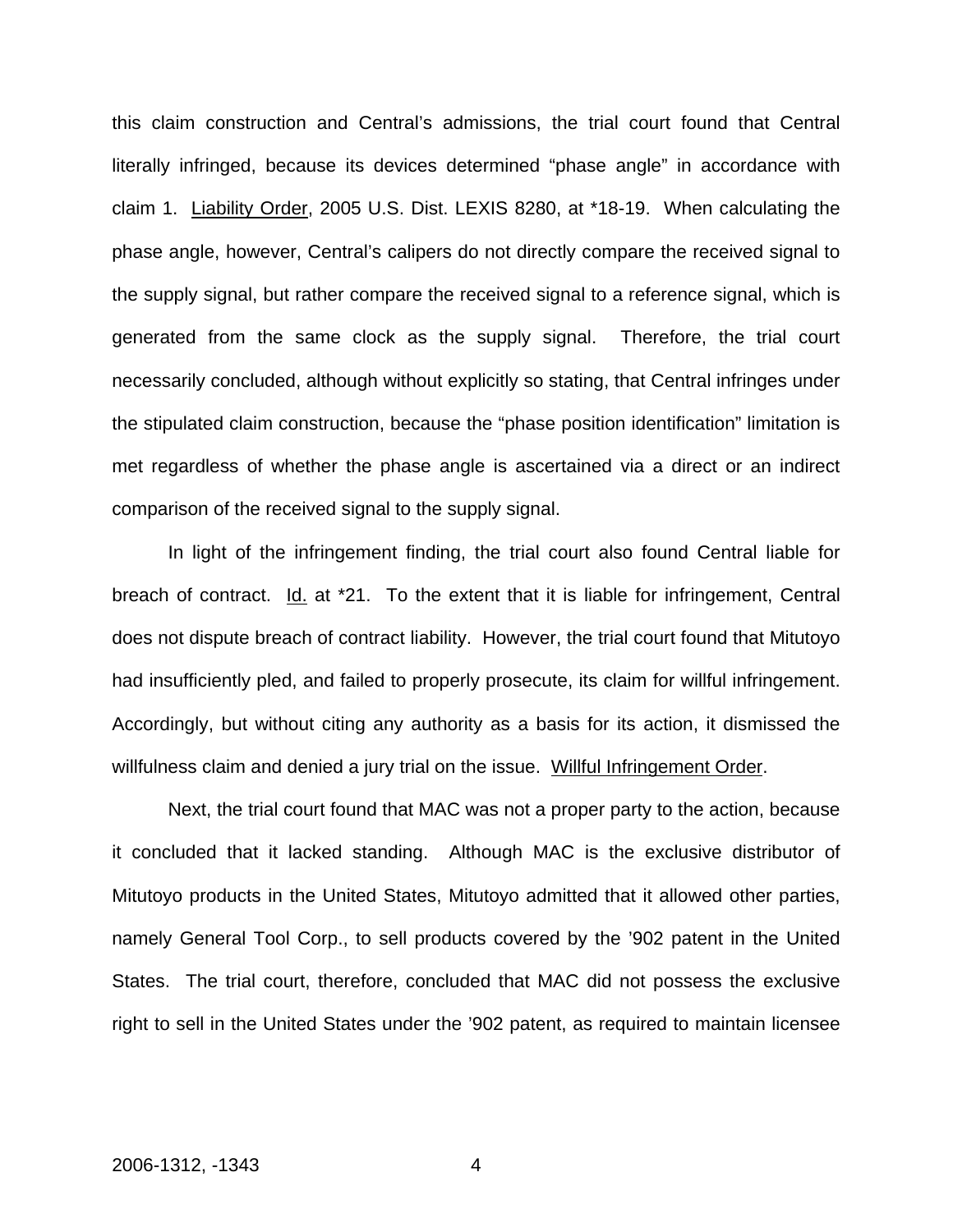this claim construction and Central's admissions, the trial court found that Central literally infringed, because its devices determined "phase angle" in accordance with claim 1. Liability Order, 2005 U.S. Dist. LEXIS 8280, at *18-19. When calculating the phase angle, however, Central's calipers do not directly compare the received signal to the supply signal, but rather compare the received signal to a reference signal, which is generated from the same clock as the supply signal. Therefore, the trial court necessarily concluded, although without explicitly so stating, that Central infringes under the stipulated claim construction, because the "phase position identification" limitation is met regardless of whether the phase angle is ascertained via a direct or an indirect comparison of the received signal to the supply signal.

In light of the infringement finding, the trial court also found Central liable for breach of contract. Id. at *21. To the extent that it is liable for infringement, Central does not dispute breach of contract liability. However, the trial court found that Mitutoyo had insufficiently pled, and failed to properly prosecute, its claim for willful infringement. Accordingly, but without citing any authority as a basis for its action, it dismissed the willfulness claim and denied a jury trial on the issue. Willful Infringement Order.

Next, the trial court found that MAC was not a proper party to the action, because it concluded that it lacked standing. Although MAC is the exclusive distributor of Mitutoyo products in the United States, Mitutoyo admitted that it allowed other parties, namely General Tool Corp., to sell products covered by the '902 patent in the United States. The trial court, therefore, concluded that MAC did not possess the exclusive right to sell in the United States under the '902 patent, as required to maintain licensee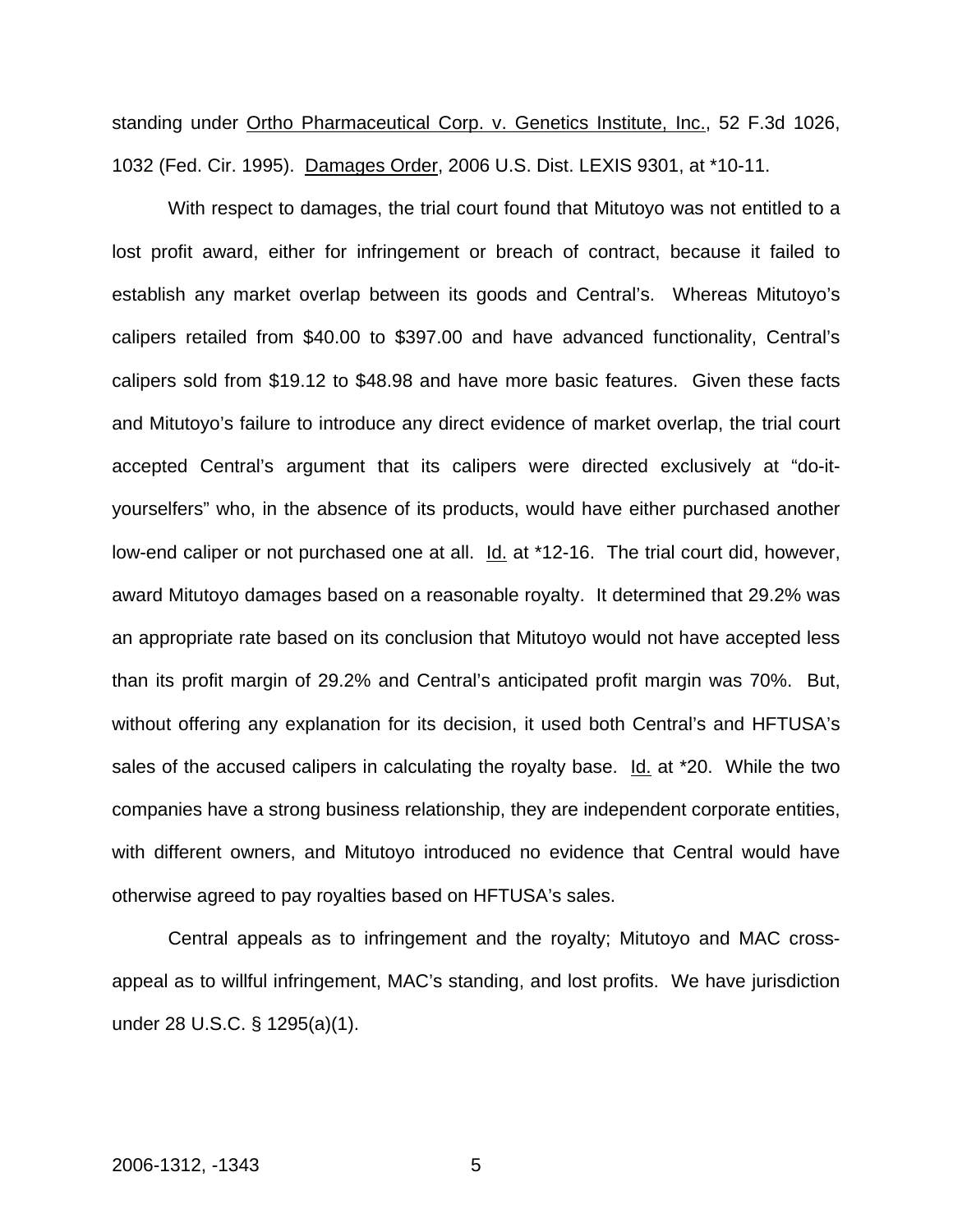standing under Ortho Pharmaceutical Corp. v. Genetics Institute, Inc., 52 F.3d 1026, 1032 (Fed. Cir. 1995). Damages Order, 2006 U.S. Dist. LEXIS 9301, at *10-11.

With respect to damages, the trial court found that Mitutoyo was not entitled to a lost profit award, either for infringement or breach of contract, because it failed to establish any market overlap between its goods and Central's. Whereas Mitutoyo's calipers retailed from $40.00 to $397.00 and have advanced functionality, Central's calipers sold from $19.12 to $48.98 and have more basic features. Given these facts and Mitutoyo's failure to introduce any direct evidence of market overlap, the trial court accepted Central's argument that its calipers were directed exclusively at "do-it-yourselfers" who, in the absence of its products, would have either purchased another low-end caliper or not purchased one at all. Id. at *12-16. The trial court did, however, award Mitutoyo damages based on a reasonable royalty. It determined that 29.2% was an appropriate rate based on its conclusion that Mitutoyo would not have accepted less than its profit margin of 29.2% and Central's anticipated profit margin was 70%. But, without offering any explanation for its decision, it used both Central's and HFTUSA's sales of the accused calipers in calculating the royalty base. Id. at *20. While the two companies have a strong business relationship, they are independent corporate entities, with different owners, and Mitutoyo introduced no evidence that Central would have otherwise agreed to pay royalties based on HFTUSA's sales.

Central appeals as to infringement and the royalty; Mitutoyo and MAC cross-appeal as to willful infringement, MAC's standing, and lost profits. We have jurisdiction under 28 U.S.C. § 1295(a)(1).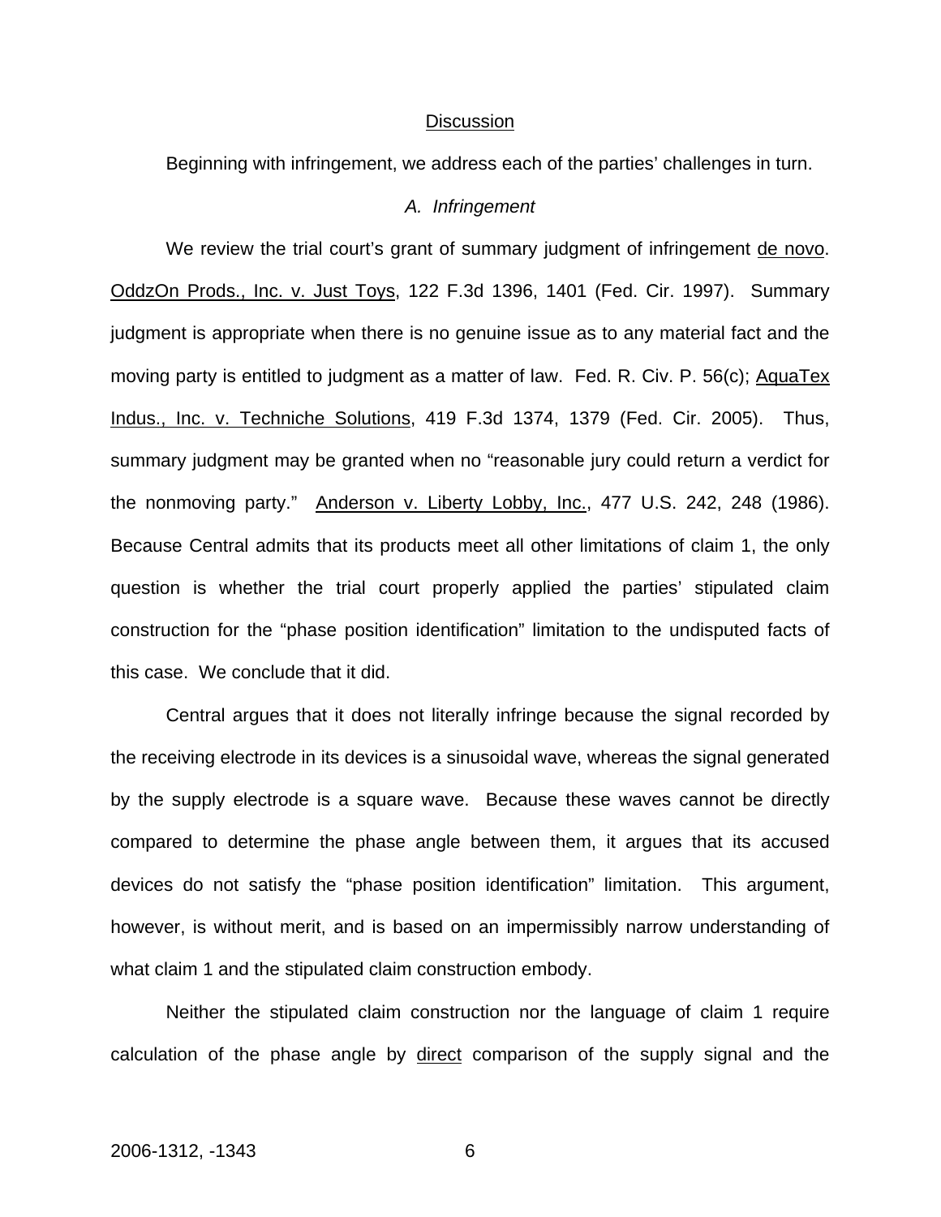## Discussion

Beginning with infringement, we address each of the parties' challenges in turn.

### *A. Infringement*

We review the trial court's grant of summary judgment of infringement de novo. OddzOn Prods., Inc. v. Just Toys, 122 F.3d 1396, 1401 (Fed. Cir. 1997). Summary judgment is appropriate when there is no genuine issue as to any material fact and the moving party is entitled to judgment as a matter of law. Fed. R. Civ. P. 56(c); AquaTex Indus., Inc. v. Techniche Solutions, 419 F.3d 1374, 1379 (Fed. Cir. 2005). Thus, summary judgment may be granted when no "reasonable jury could return a verdict for the nonmoving party." Anderson v. Liberty Lobby, Inc., 477 U.S. 242, 248 (1986). Because Central admits that its products meet all other limitations of claim 1, the only question is whether the trial court properly applied the parties' stipulated claim construction for the "phase position identification" limitation to the undisputed facts of this case. We conclude that it did.

Central argues that it does not literally infringe because the signal recorded by the receiving electrode in its devices is a sinusoidal wave, whereas the signal generated by the supply electrode is a square wave. Because these waves cannot be directly compared to determine the phase angle between them, it argues that its accused devices do not satisfy the "phase position identification" limitation. This argument, however, is without merit, and is based on an impermissibly narrow understanding of what claim 1 and the stipulated claim construction embody.

Neither the stipulated claim construction nor the language of claim 1 require calculation of the phase angle by direct comparison of the supply signal and the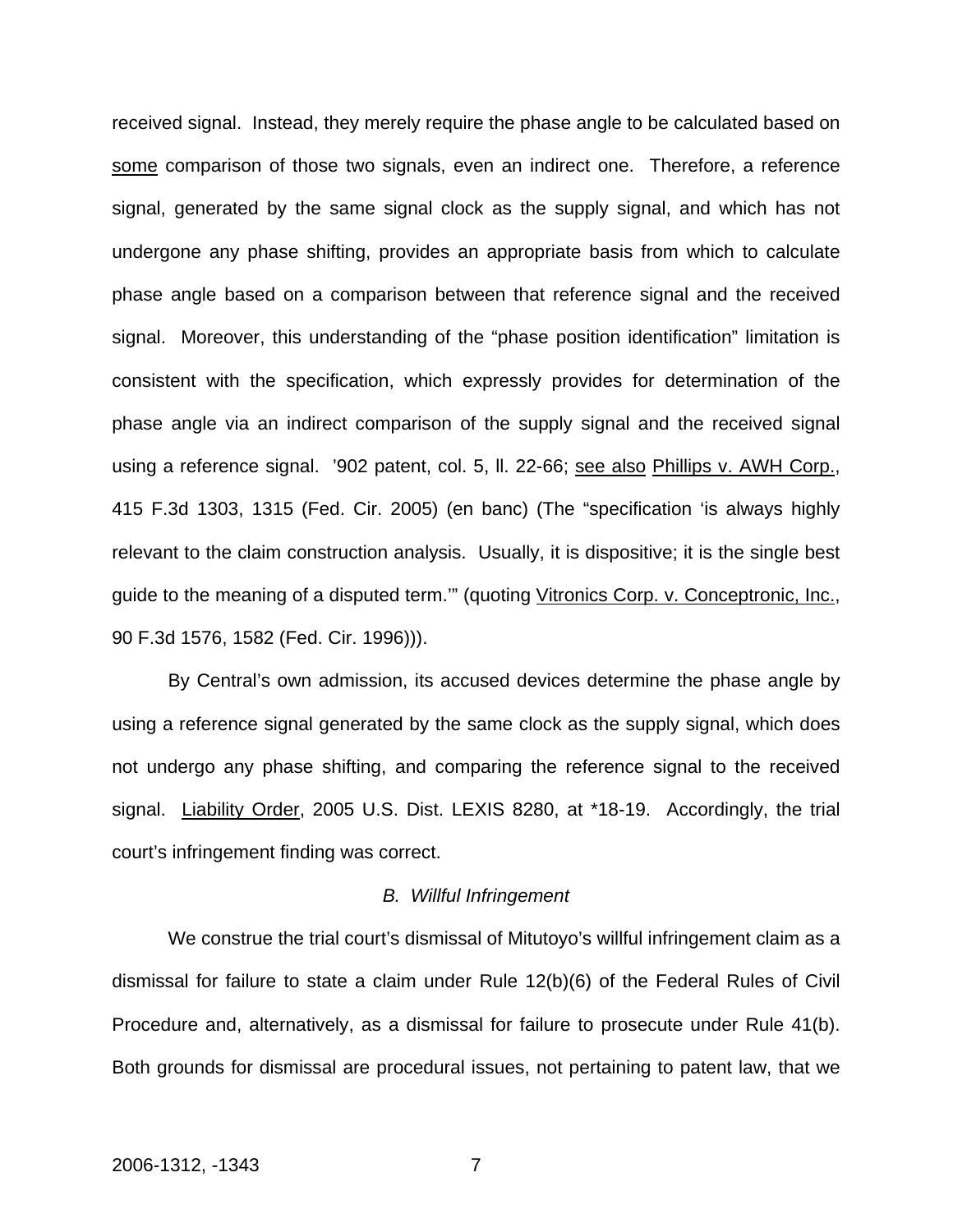received signal. Instead, they merely require the phase angle to be calculated based on some comparison of those two signals, even an indirect one. Therefore, a reference signal, generated by the same signal clock as the supply signal, and which has not undergone any phase shifting, provides an appropriate basis from which to calculate phase angle based on a comparison between that reference signal and the received signal. Moreover, this understanding of the "phase position identification" limitation is consistent with the specification, which expressly provides for determination of the phase angle via an indirect comparison of the supply signal and the received signal using a reference signal. '902 patent, col. 5, ll. 22-66; see also Phillips v. AWH Corp., 415 F.3d 1303, 1315 (Fed. Cir. 2005) (en banc) (The "specification 'is always highly relevant to the claim construction analysis. Usually, it is dispositive; it is the single best guide to the meaning of a disputed term.'" (quoting Vitronics Corp. v. Conceptronic, Inc., 90 F.3d 1576, 1582 (Fed. Cir. 1996))).

By Central's own admission, its accused devices determine the phase angle by using a reference signal generated by the same clock as the supply signal, which does not undergo any phase shifting, and comparing the reference signal to the received signal. Liability Order, 2005 U.S. Dist. LEXIS 8280, at *18-19. Accordingly, the trial court's infringement finding was correct.

### *B. Willful Infringement*

We construe the trial court's dismissal of Mitutoyo's willful infringement claim as a dismissal for failure to state a claim under Rule 12(b)(6) of the Federal Rules of Civil Procedure and, alternatively, as a dismissal for failure to prosecute under Rule 41(b). Both grounds for dismissal are procedural issues, not pertaining to patent law, that we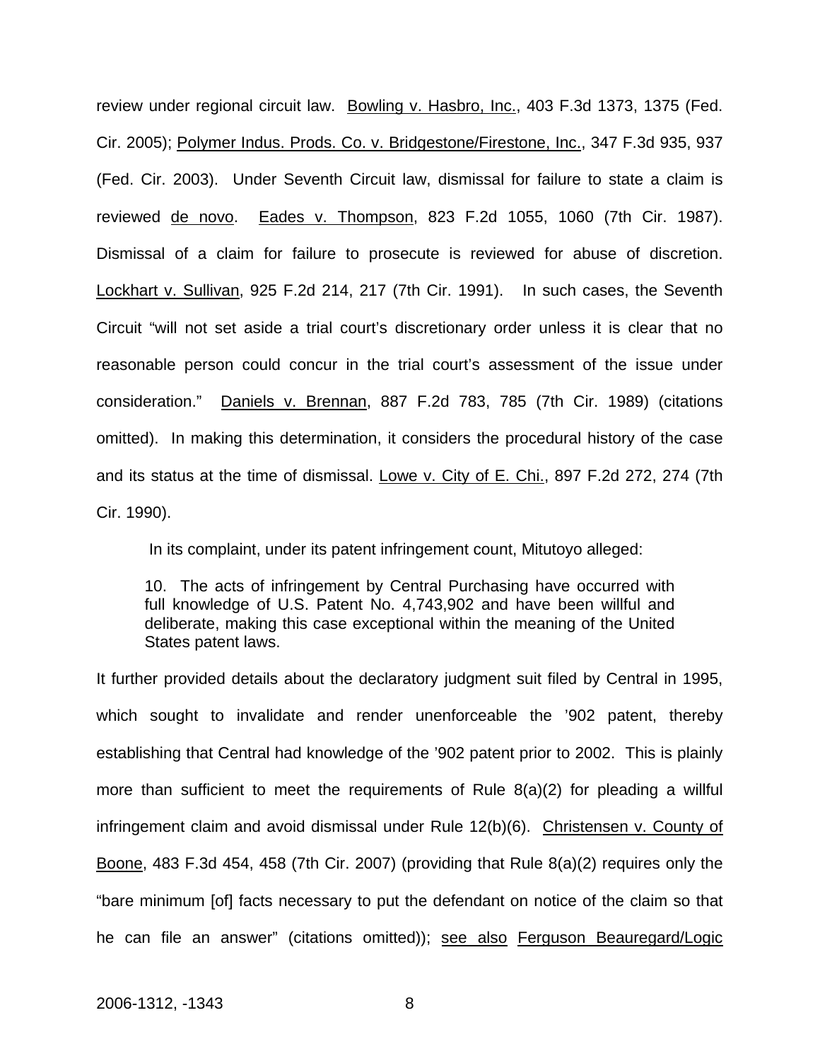review under regional circuit law. Bowling v. Hasbro, Inc., 403 F.3d 1373, 1375 (Fed. Cir. 2005); Polymer Indus. Prods. Co. v. Bridgestone/Firestone, Inc., 347 F.3d 935, 937 (Fed. Cir. 2003). Under Seventh Circuit law, dismissal for failure to state a claim is reviewed de novo. Eades v. Thompson, 823 F.2d 1055, 1060 (7th Cir. 1987). Dismissal of a claim for failure to prosecute is reviewed for abuse of discretion. Lockhart v. Sullivan, 925 F.2d 214, 217 (7th Cir. 1991). In such cases, the Seventh Circuit "will not set aside a trial court's discretionary order unless it is clear that no reasonable person could concur in the trial court's assessment of the issue under consideration." Daniels v. Brennan, 887 F.2d 783, 785 (7th Cir. 1989) (citations omitted). In making this determination, it considers the procedural history of the case and its status at the time of dismissal. Lowe v. City of E. Chi., 897 F.2d 272, 274 (7th Cir. 1990).

In its complaint, under its patent infringement count, Mitutoyo alleged:

> 10. The acts of infringement by Central Purchasing have occurred with full knowledge of U.S. Patent No. 4,743,902 and have been willful and deliberate, making this case exceptional within the meaning of the United States patent laws.

It further provided details about the declaratory judgment suit filed by Central in 1995, which sought to invalidate and render unenforceable the '902 patent, thereby establishing that Central had knowledge of the '902 patent prior to 2002. This is plainly more than sufficient to meet the requirements of Rule 8(a)(2) for pleading a willful infringement claim and avoid dismissal under Rule 12(b)(6). Christensen v. County of Boone, 483 F.3d 454, 458 (7th Cir. 2007) (providing that Rule 8(a)(2) requires only the "bare minimum [of] facts necessary to put the defendant on notice of the claim so that he can file an answer" (citations omitted)); see also Ferguson Beauregard/Logic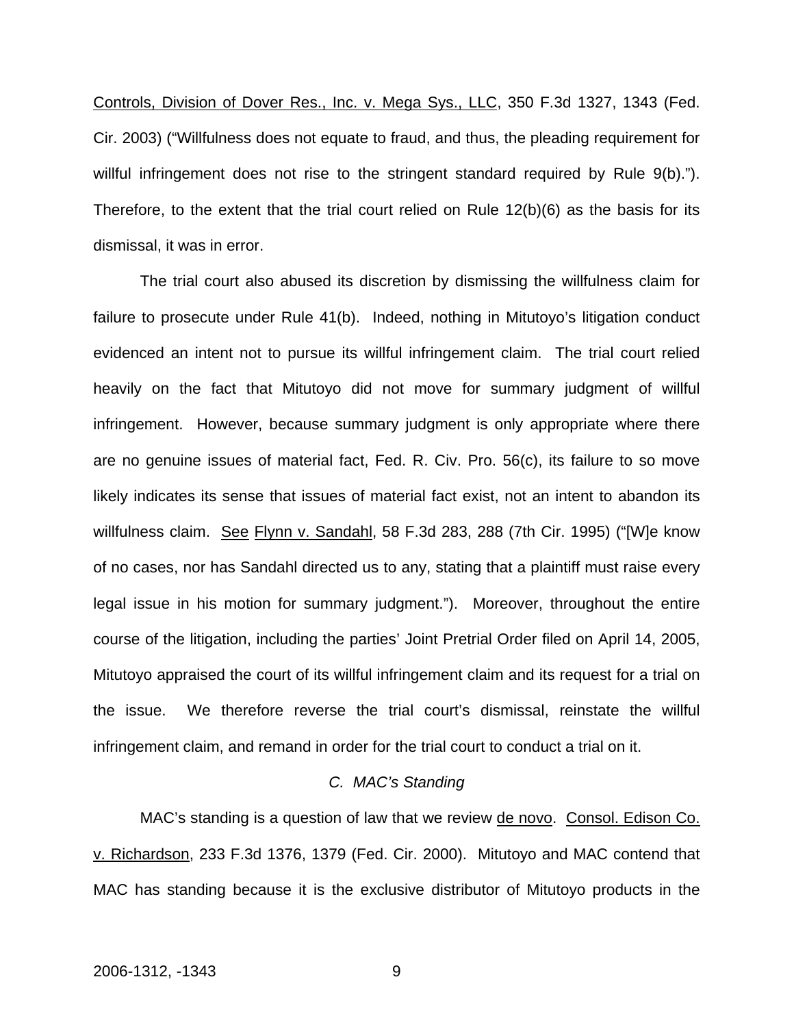Controls, Division of Dover Res., Inc. v. Mega Sys., LLC, 350 F.3d 1327, 1343 (Fed. Cir. 2003) ("Willfulness does not equate to fraud, and thus, the pleading requirement for willful infringement does not rise to the stringent standard required by Rule 9(b)."). Therefore, to the extent that the trial court relied on Rule 12(b)(6) as the basis for its dismissal, it was in error.

The trial court also abused its discretion by dismissing the willfulness claim for failure to prosecute under Rule 41(b). Indeed, nothing in Mitutoyo's litigation conduct evidenced an intent not to pursue its willful infringement claim. The trial court relied heavily on the fact that Mitutoyo did not move for summary judgment of willful infringement. However, because summary judgment is only appropriate where there are no genuine issues of material fact, Fed. R. Civ. Pro. 56(c), its failure to so move likely indicates its sense that issues of material fact exist, not an intent to abandon its willfulness claim. See Flynn v. Sandahl, 58 F.3d 283, 288 (7th Cir. 1995) ("[W]e know of no cases, nor has Sandahl directed us to any, stating that a plaintiff must raise every legal issue in his motion for summary judgment."). Moreover, throughout the entire course of the litigation, including the parties' Joint Pretrial Order filed on April 14, 2005, Mitutoyo appraised the court of its willful infringement claim and its request for a trial on the issue. We therefore reverse the trial court's dismissal, reinstate the willful infringement claim, and remand in order for the trial court to conduct a trial on it.

### *C. MAC's Standing*

MAC's standing is a question of law that we review de novo. Consol. Edison Co. v. Richardson, 233 F.3d 1376, 1379 (Fed. Cir. 2000). Mitutoyo and MAC contend that MAC has standing because it is the exclusive distributor of Mitutoyo products in the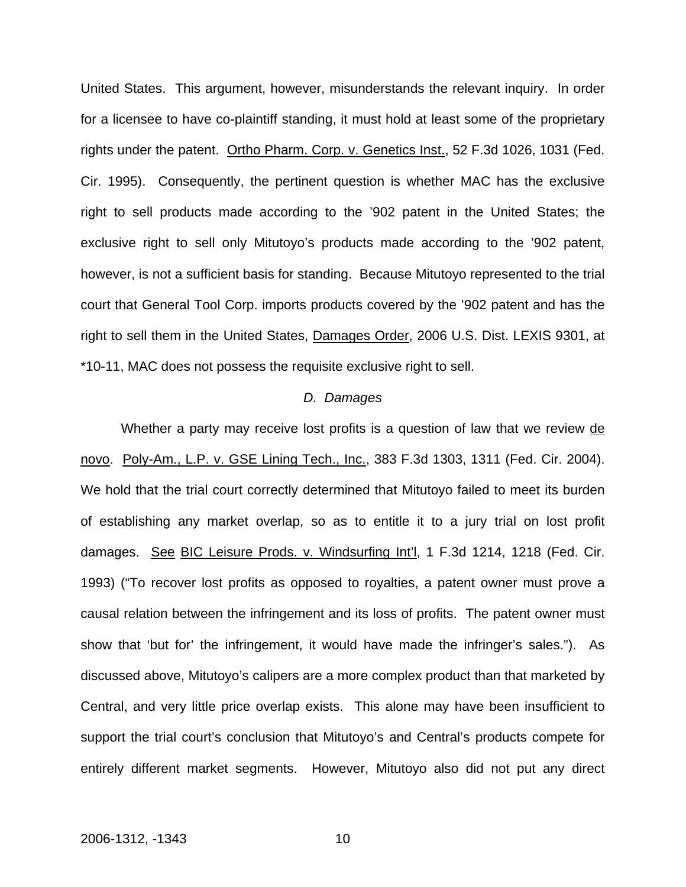United States. This argument, however, misunderstands the relevant inquiry. In order for a licensee to have co-plaintiff standing, it must hold at least some of the proprietary rights under the patent. Ortho Pharm. Corp. v. Genetics Inst., 52 F.3d 1026, 1031 (Fed. Cir. 1995). Consequently, the pertinent question is whether MAC has the exclusive right to sell products made according to the ’902 patent in the United States; the exclusive right to sell only Mitutoyo’s products made according to the ’902 patent, however, is not a sufficient basis for standing. Because Mitutoyo represented to the trial court that General Tool Corp. imports products covered by the ’902 patent and has the right to sell them in the United States, Damages Order, 2006 U.S. Dist. LEXIS 9301, at *10-11, MAC does not possess the requisite exclusive right to sell.

*D. Damages*

Whether a party may receive lost profits is a question of law that we review de novo. Poly-Am., L.P. v. GSE Lining Tech., Inc., 383 F.3d 1303, 1311 (Fed. Cir. 2004). We hold that the trial court correctly determined that Mitutoyo failed to meet its burden of establishing any market overlap, so as to entitle it to a jury trial on lost profit damages. See BIC Leisure Prods. v. Windsurfing Int’l, 1 F.3d 1214, 1218 (Fed. Cir. 1993) (“To recover lost profits as opposed to royalties, a patent owner must prove a causal relation between the infringement and its loss of profits. The patent owner must show that ‘but for’ the infringement, it would have made the infringer’s sales.”). As discussed above, Mitutoyo’s calipers are a more complex product than that marketed by Central, and very little price overlap exists. This alone may have been insufficient to support the trial court’s conclusion that Mitutoyo’s and Central’s products compete for entirely different market segments. However, Mitutoyo also did not put any direct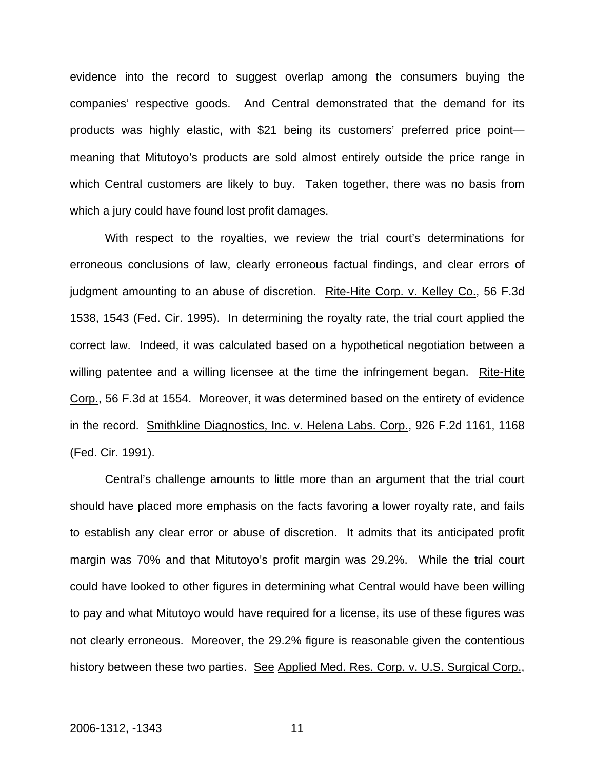evidence into the record to suggest overlap among the consumers buying the companies' respective goods. And Central demonstrated that the demand for its products was highly elastic, with $21 being its customers' preferred price point—meaning that Mitutoyo's products are sold almost entirely outside the price range in which Central customers are likely to buy. Taken together, there was no basis from which a jury could have found lost profit damages.

With respect to the royalties, we review the trial court's determinations for erroneous conclusions of law, clearly erroneous factual findings, and clear errors of judgment amounting to an abuse of discretion. Rite-Hite Corp. v. Kelley Co., 56 F.3d 1538, 1543 (Fed. Cir. 1995). In determining the royalty rate, the trial court applied the correct law. Indeed, it was calculated based on a hypothetical negotiation between a willing patentee and a willing licensee at the time the infringement began. Rite-Hite Corp., 56 F.3d at 1554. Moreover, it was determined based on the entirety of evidence in the record. Smithkline Diagnostics, Inc. v. Helena Labs. Corp., 926 F.2d 1161, 1168 (Fed. Cir. 1991).

Central's challenge amounts to little more than an argument that the trial court should have placed more emphasis on the facts favoring a lower royalty rate, and fails to establish any clear error or abuse of discretion. It admits that its anticipated profit margin was 70% and that Mitutoyo's profit margin was 29.2%. While the trial court could have looked to other figures in determining what Central would have been willing to pay and what Mitutoyo would have required for a license, its use of these figures was not clearly erroneous. Moreover, the 29.2% figure is reasonable given the contentious history between these two parties. See Applied Med. Res. Corp. v. U.S. Surgical Corp.,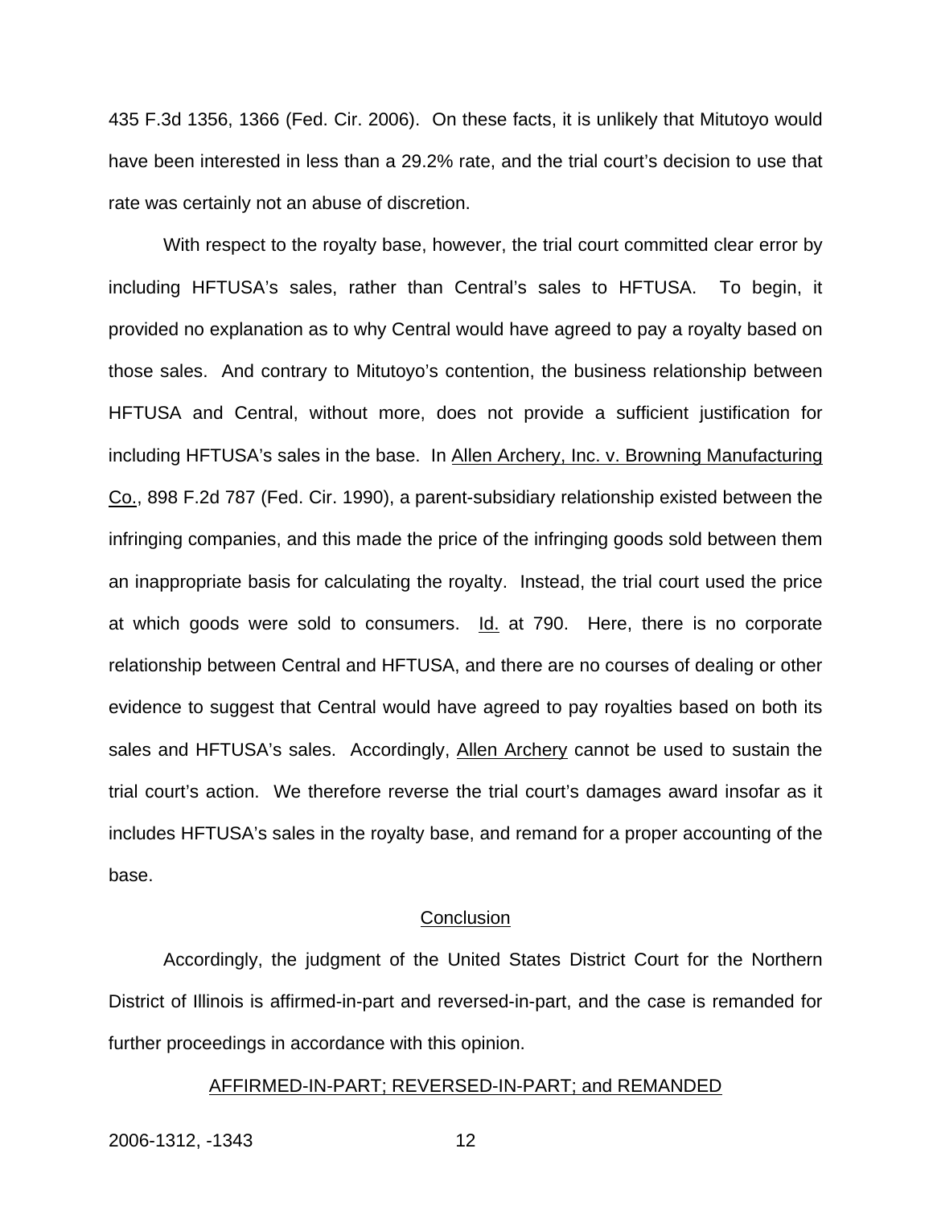435 F.3d 1356, 1366 (Fed. Cir. 2006). On these facts, it is unlikely that Mitutoyo would have been interested in less than a 29.2% rate, and the trial court's decision to use that rate was certainly not an abuse of discretion.

With respect to the royalty base, however, the trial court committed clear error by including HFTUSA's sales, rather than Central's sales to HFTUSA. To begin, it provided no explanation as to why Central would have agreed to pay a royalty based on those sales. And contrary to Mitutoyo's contention, the business relationship between HFTUSA and Central, without more, does not provide a sufficient justification for including HFTUSA's sales in the base. In Allen Archery, Inc. v. Browning Manufacturing Co., 898 F.2d 787 (Fed. Cir. 1990), a parent-subsidiary relationship existed between the infringing companies, and this made the price of the infringing goods sold between them an inappropriate basis for calculating the royalty. Instead, the trial court used the price at which goods were sold to consumers. Id. at 790. Here, there is no corporate relationship between Central and HFTUSA, and there are no courses of dealing or other evidence to suggest that Central would have agreed to pay royalties based on both its sales and HFTUSA's sales. Accordingly, Allen Archery cannot be used to sustain the trial court's action. We therefore reverse the trial court's damages award insofar as it includes HFTUSA's sales in the royalty base, and remand for a proper accounting of the base.

## Conclusion

Accordingly, the judgment of the United States District Court for the Northern District of Illinois is affirmed-in-part and reversed-in-part, and the case is remanded for further proceedings in accordance with this opinion.

AFFIRMED-IN-PART; REVERSED-IN-PART; and REMANDED